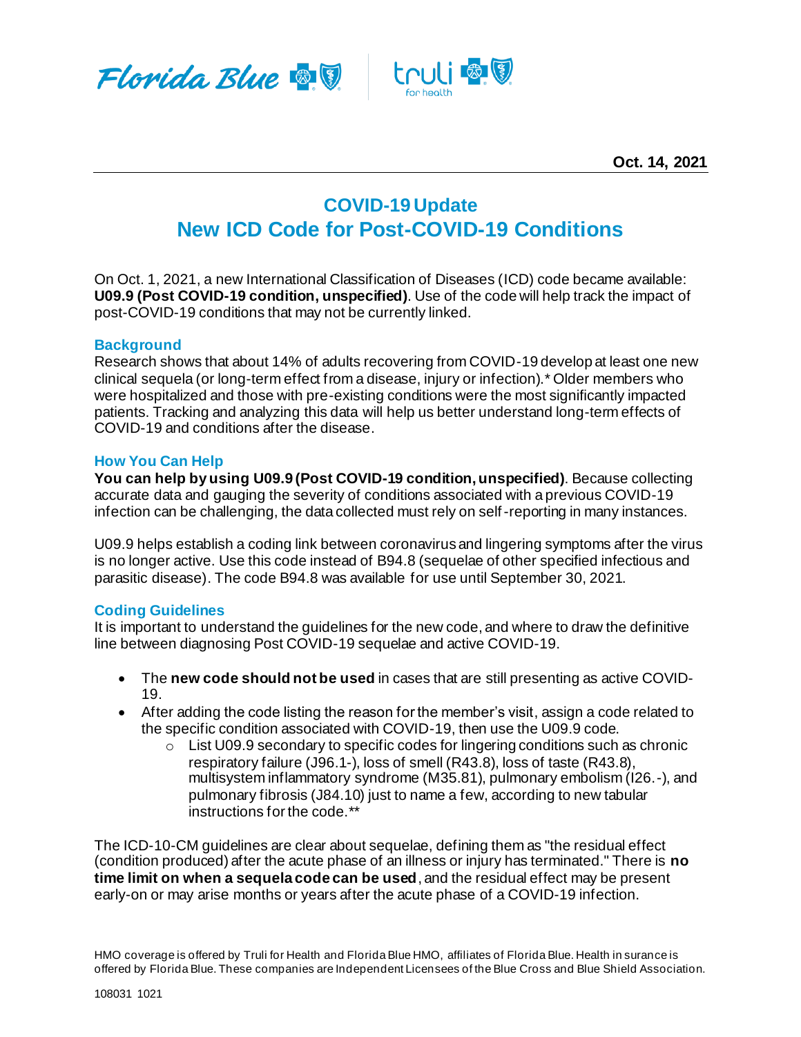Oct. 14, 2021

# COVID-19 Update
# New ICD Code for Post-COVID-19 Conditions

On Oct. 1, 2021, a new International Classification of Diseases (ICD) code became available: **U09.9 (Post COVID-19 condition, unspecified)**. Use of the code will help track the impact of post-COVID-19 conditions that may not be currently linked.

## Background

Research shows that about 14% of adults recovering from COVID-19 develop at least one new clinical sequela (or long-term effect from a disease, injury or infection).* Older members who were hospitalized and those with pre-existing conditions were the most significantly impacted patients. Tracking and analyzing this data will help us better understand long-term effects of COVID-19 and conditions after the disease.

## How You Can Help

**You can help by using U09.9 (Post COVID-19 condition, unspecified)**. Because collecting accurate data and gauging the severity of conditions associated with a previous COVID-19 infection can be challenging, the data collected must rely on self-reporting in many instances.

U09.9 helps establish a coding link between coronavirus and lingering symptoms after the virus is no longer active. Use this code instead of B94.8 (sequelae of other specified infectious and parasitic disease). The code B94.8 was available for use until September 30, 2021.

## Coding Guidelines

It is important to understand the guidelines for the new code, and where to draw the definitive line between diagnosing Post COVID-19 sequelae and active COVID-19.

- The **new code should not be used** in cases that are still presenting as active COVID-19.
- After adding the code listing the reason for the member's visit, assign a code related to the specific condition associated with COVID-19, then use the U09.9 code.
  - List U09.9 secondary to specific codes for lingering conditions such as chronic respiratory failure (J96.1-), loss of smell (R43.8), loss of taste (R43.8), multisystem inflammatory syndrome (M35.81), pulmonary embolism (I26.-), and pulmonary fibrosis (J84.10) just to name a few, according to new tabular instructions for the code.**

The ICD-10-CM guidelines are clear about sequelae, defining them as "the residual effect (condition produced) after the acute phase of an illness or injury has terminated." There is **no time limit on when a sequela code can be used**, and the residual effect may be present early-on or may arise months or years after the acute phase of a COVID-19 infection.

HMO coverage is offered by Truli for Health and Florida Blue HMO, affiliates of Florida Blue. Health insurance is offered by Florida Blue. These companies are Independent Licensees of the Blue Cross and Blue Shield Association.

108031 1021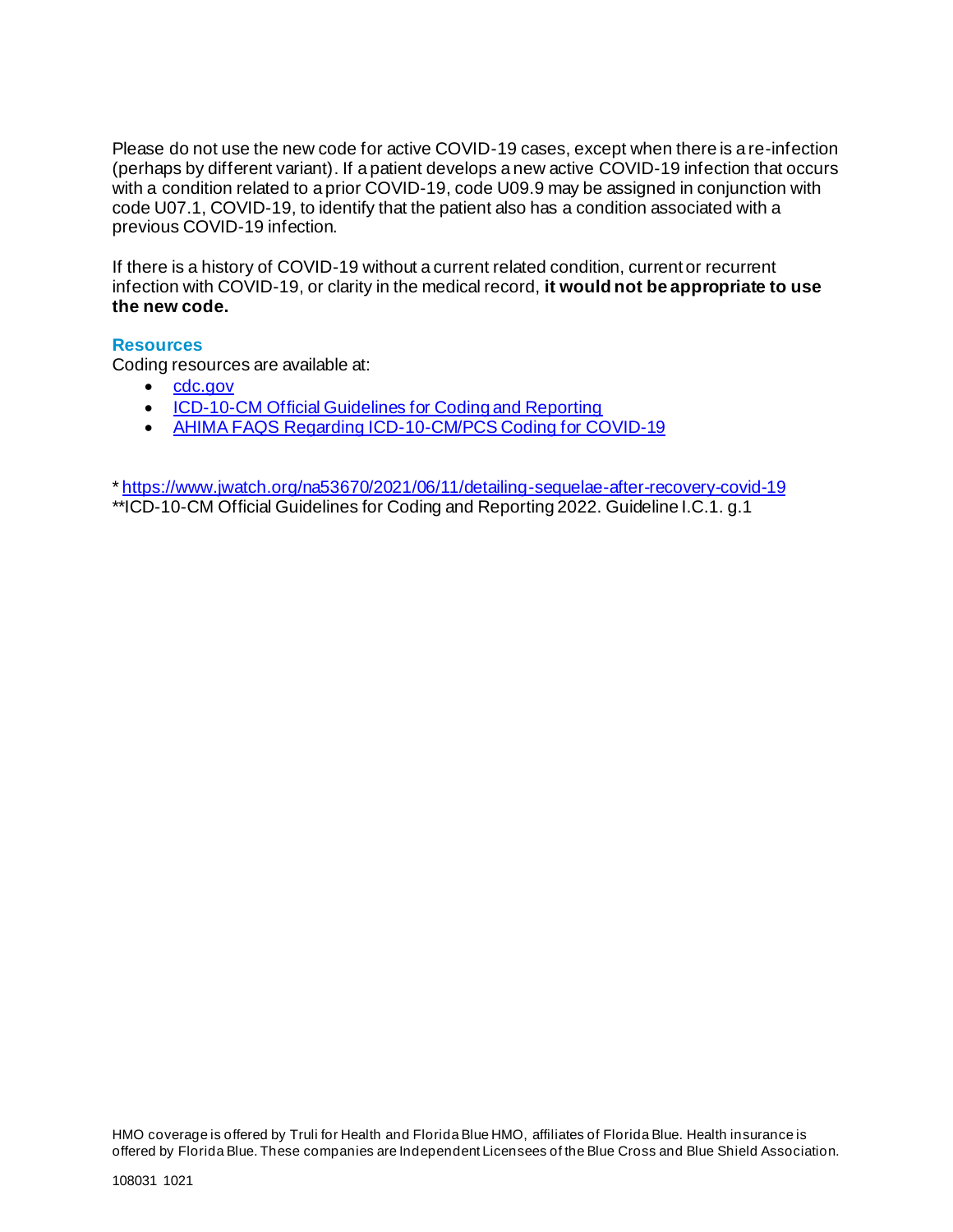Please do not use the new code for active COVID-19 cases, except when there is a re-infection (perhaps by different variant). If a patient develops a new active COVID-19 infection that occurs with a condition related to a prior COVID-19, code U09.9 may be assigned in conjunction with code U07.1, COVID-19, to identify that the patient also has a condition associated with a previous COVID-19 infection.

If there is a history of COVID-19 without a current related condition, current or recurrent infection with COVID-19, or clarity in the medical record, **it would not be appropriate to use the new code.**

### Resources

Coding resources are available at:

- cdc.gov
- ICD-10-CM Official Guidelines for Coding and Reporting
- AHIMA FAQS Regarding ICD-10-CM/PCS Coding for COVID-19

* https://www.jwatch.org/na53670/2021/06/11/detailing-sequelae-after-recovery-covid-19
**ICD-10-CM Official Guidelines for Coding and Reporting 2022. Guideline I.C.1. g.1

HMO coverage is offered by Truli for Health and Florida Blue HMO, affiliates of Florida Blue. Health insurance is offered by Florida Blue. These companies are Independent Licensees of the Blue Cross and Blue Shield Association.

108031 1021